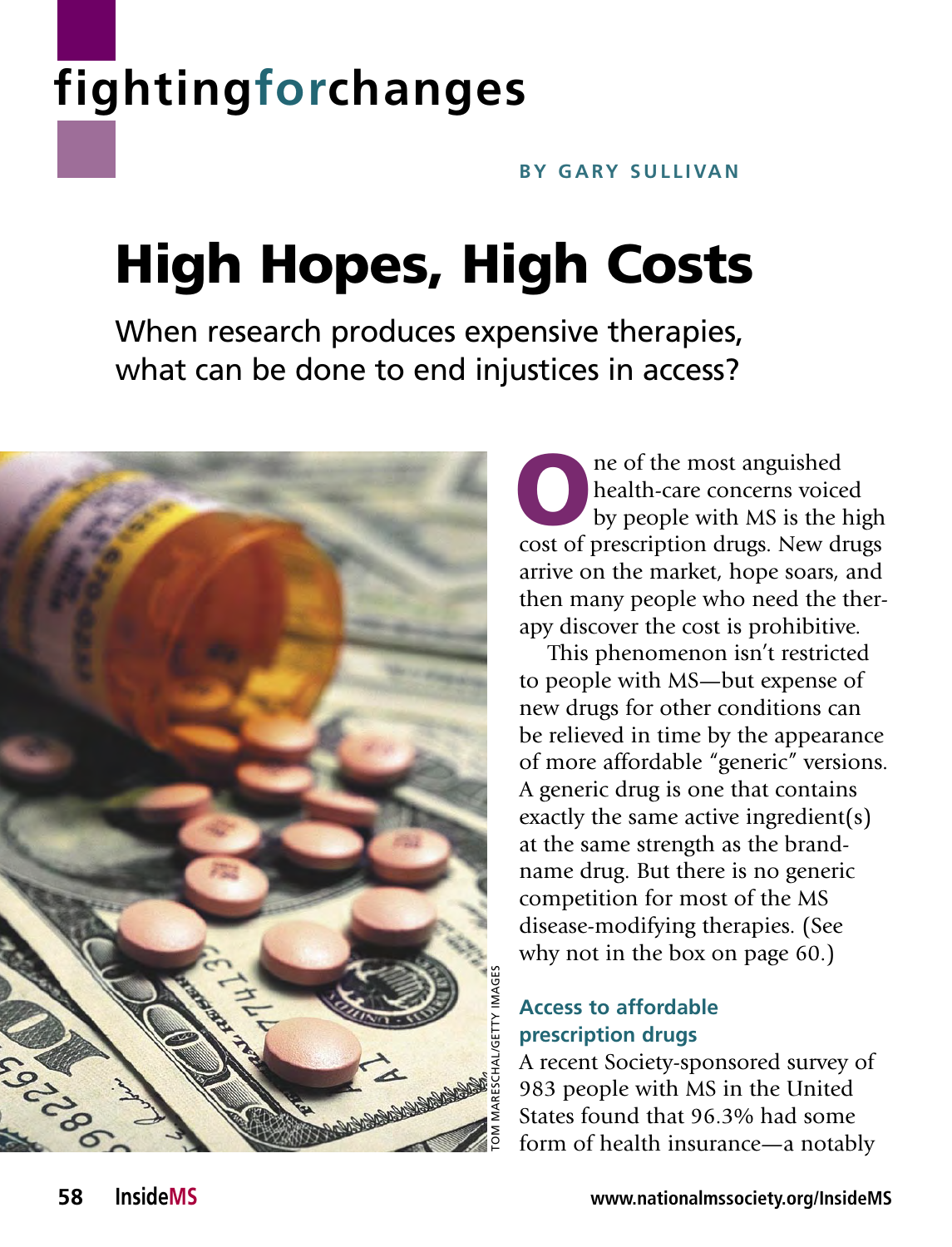fightingforchanges

BY GARY SULLIVAN

# High Hopes, High Costs

When research produces expensive therapies, what can be done to end injustices in access?

TOM MARESCHAL/GETTY IMAGES

One of the most anguished health-care concerns voiced by people with MS is the high cost of prescription drugs. New drugs arrive on the market, hope soars, and then many people who need the therapy discover the cost is prohibitive.

This phenomenon isn't restricted to people with MS—but expense of new drugs for other conditions can be relieved in time by the appearance of more affordable "generic" versions. A generic drug is one that contains exactly the same active ingredient(s) at the same strength as the brand-name drug. But there is no generic competition for most of the MS disease-modifying therapies. (See why not in the box on page 60.)

### Access to affordable prescription drugs

A recent Society-sponsored survey of 983 people with MS in the United States found that 96.3% had some form of health insurance—a notably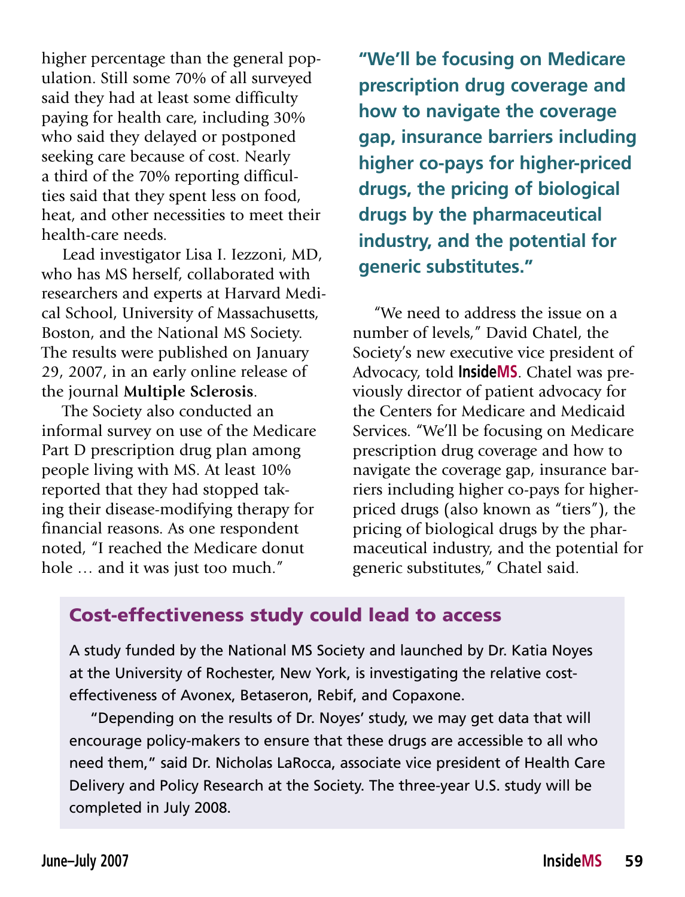higher percentage than the general population. Still some 70% of all surveyed said they had at least some difficulty paying for health care, including 30% who said they delayed or postponed seeking care because of cost. Nearly a third of the 70% reporting difficulties said that they spent less on food, heat, and other necessities to meet their health-care needs.

Lead investigator Lisa I. Iezzoni, MD, who has MS herself, collaborated with researchers and experts at Harvard Medical School, University of Massachusetts, Boston, and the National MS Society. The results were published on January 29, 2007, in an early online release of the journal **Multiple Sclerosis**.

The Society also conducted an informal survey on use of the Medicare Part D prescription drug plan among people living with MS. At least 10% reported that they had stopped taking their disease-modifying therapy for financial reasons. As one respondent noted, "I reached the Medicare donut hole … and it was just too much."

**"We'll be focusing on Medicare prescription drug coverage and how to navigate the coverage gap, insurance barriers including higher co-pays for higher-priced drugs, the pricing of biological drugs by the pharmaceutical industry, and the potential for generic substitutes."**

"We need to address the issue on a number of levels," David Chatel, the Society's new executive vice president of Advocacy, told **InsideMS**. Chatel was previously director of patient advocacy for the Centers for Medicare and Medicaid Services. "We'll be focusing on Medicare prescription drug coverage and how to navigate the coverage gap, insurance barriers including higher co-pays for higher-priced drugs (also known as "tiers"), the pricing of biological drugs by the pharmaceutical industry, and the potential for generic substitutes," Chatel said.

## Cost-effectiveness study could lead to access

A study funded by the National MS Society and launched by Dr. Katia Noyes at the University of Rochester, New York, is investigating the relative cost-effectiveness of Avonex, Betaseron, Rebif, and Copaxone.

"Depending on the results of Dr. Noyes' study, we may get data that will encourage policy-makers to ensure that these drugs are accessible to all who need them," said Dr. Nicholas LaRocca, associate vice president of Health Care Delivery and Policy Research at the Society. The three-year U.S. study will be completed in July 2008.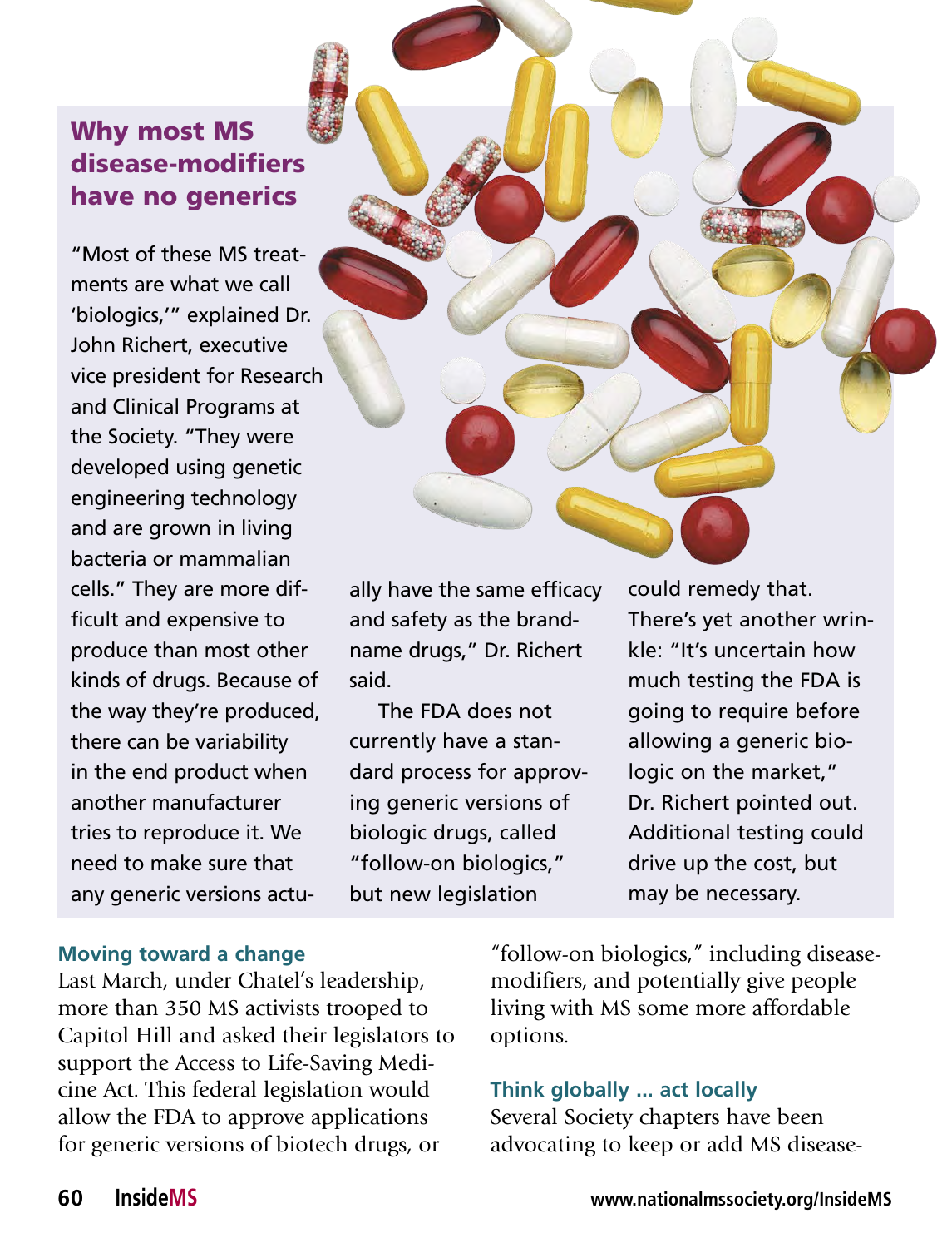## Why most MS disease-modifiers have no generics

"Most of these MS treatments are what we call 'biologics,'" explained Dr. John Richert, executive vice president for Research and Clinical Programs at the Society. "They were developed using genetic engineering technology and are grown in living bacteria or mammalian cells." They are more difficult and expensive to produce than most other kinds of drugs. Because of the way they're produced, there can be variability in the end product when another manufacturer tries to reproduce it. We need to make sure that any generic versions actually have the same efficacy and safety as the brand-name drugs," Dr. Richert said.

The FDA does not currently have a standard process for approving generic versions of biologic drugs, called "follow-on biologics," but new legislation could remedy that. There's yet another wrinkle: "It's uncertain how much testing the FDA is going to require before allowing a generic biologic on the market," Dr. Richert pointed out. Additional testing could drive up the cost, but may be necessary.

### Moving toward a change

Last March, under Chatel's leadership, more than 350 MS activists trooped to Capitol Hill and asked their legislators to support the Access to Life-Saving Medicine Act. This federal legislation would allow the FDA to approve applications for generic versions of biotech drugs, or "follow-on biologics," including disease-modifiers, and potentially give people living with MS some more affordable options.

### Think globally ... act locally

Several Society chapters have been advocating to keep or add MS disease-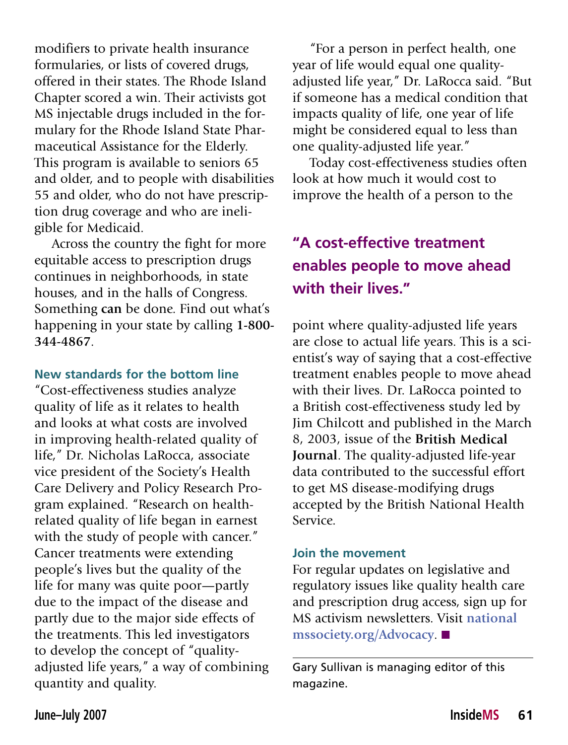modifiers to private health insurance formularies, or lists of covered drugs, offered in their states. The Rhode Island Chapter scored a win. Their activists got MS injectable drugs included in the formulary for the Rhode Island State Pharmaceutical Assistance for the Elderly. This program is available to seniors 65 and older, and to people with disabilities 55 and older, who do not have prescription drug coverage and who are ineligible for Medicaid.

Across the country the fight for more equitable access to prescription drugs continues in neighborhoods, in state houses, and in the halls of Congress. Something **can** be done. Find out what's happening in your state by calling **1-800-344-4867**.

### New standards for the bottom line

"Cost-effectiveness studies analyze quality of life as it relates to health and looks at what costs are involved in improving health-related quality of life," Dr. Nicholas LaRocca, associate vice president of the Society's Health Care Delivery and Policy Research Program explained. "Research on health-related quality of life began in earnest with the study of people with cancer." Cancer treatments were extending people's lives but the quality of the life for many was quite poor—partly due to the impact of the disease and partly due to the major side effects of the treatments. This led investigators to develop the concept of "quality-adjusted life years," a way of combining quantity and quality.

"For a person in perfect health, one year of life would equal one quality-adjusted life year," Dr. LaRocca said. "But if someone has a medical condition that impacts quality of life, one year of life might be considered equal to less than one quality-adjusted life year."

Today cost-effectiveness studies often look at how much it would cost to improve the health of a person to the point where quality-adjusted life years are close to actual life years. This is a scientist's way of saying that a cost-effective treatment enables people to move ahead with their lives. Dr. LaRocca pointed to a British cost-effectiveness study led by Jim Chilcott and published in the March 8, 2003, issue of the **British Medical Journal**. The quality-adjusted life-year data contributed to the successful effort to get MS disease-modifying drugs accepted by the British National Health Service.

**"A cost-effective treatment enables people to move ahead with their lives."**

### Join the movement

For regular updates on legislative and regulatory issues like quality health care and prescription drug access, sign up for MS activism newsletters. Visit **nationalmssociety.org/Advocacy**. ■

Gary Sullivan is managing editor of this magazine.